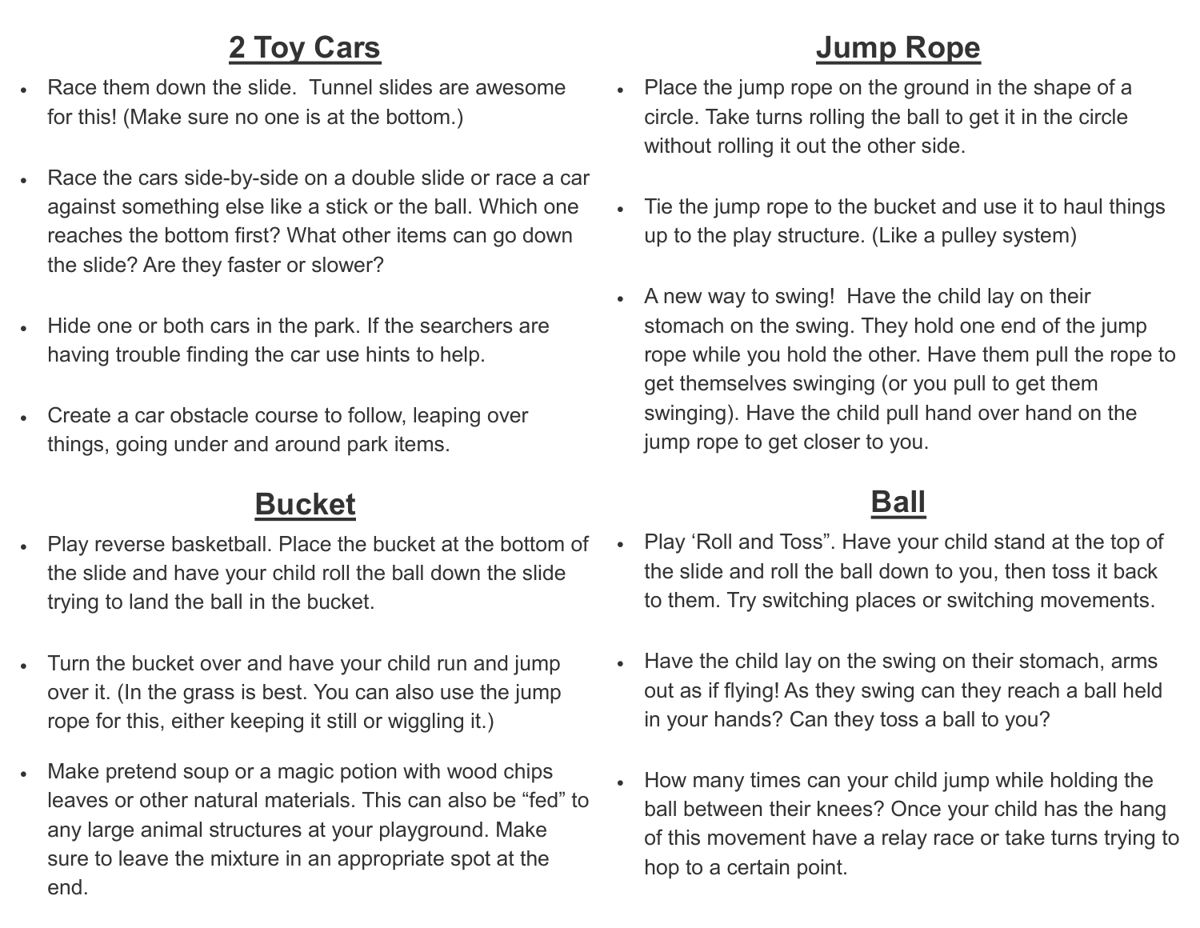## 2 Toy Cars

- Race them down the slide. Tunnel slides are awesome for this! (Make sure no one is at the bottom.)
- Race the cars side-by-side on a double slide or race a car against something else like a stick or the ball. Which one reaches the bottom first? What other items can go down the slide? Are they faster or slower?
- Hide one or both cars in the park. If the searchers are having trouble finding the car use hints to help.
- Create a car obstacle course to follow, leaping over things, going under and around park items.

## Bucket

- Play reverse basketball. Place the bucket at the bottom of the slide and have your child roll the ball down the slide trying to land the ball in the bucket.
- Turn the bucket over and have your child run and jump over it. (In the grass is best. You can also use the jump rope for this, either keeping it still or wiggling it.)
- Make pretend soup or a magic potion with wood chips leaves or other natural materials. This can also be "fed" to any large animal structures at your playground. Make sure to leave the mixture in an appropriate spot at the end.

## Jump Rope

- Place the jump rope on the ground in the shape of a circle. Take turns rolling the ball to get it in the circle without rolling it out the other side.
- Tie the jump rope to the bucket and use it to haul things up to the play structure. (Like a pulley system)
- A new way to swing! Have the child lay on their stomach on the swing. They hold one end of the jump rope while you hold the other. Have them pull the rope to get themselves swinging (or you pull to get them swinging). Have the child pull hand over hand on the jump rope to get closer to you.

## Ball

- Play 'Roll and Toss". Have your child stand at the top of the slide and roll the ball down to you, then toss it back to them. Try switching places or switching movements.
- Have the child lay on the swing on their stomach, arms out as if flying! As they swing can they reach a ball held in your hands? Can they toss a ball to you?
- How many times can your child jump while holding the ball between their knees? Once your child has the hang of this movement have a relay race or take turns trying to hop to a certain point.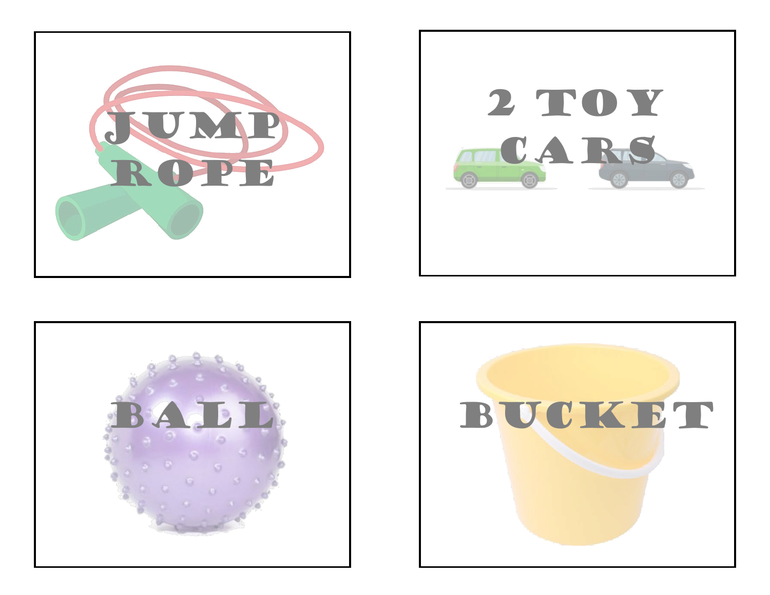JUMP ROPE

2 TOY CARS

BALL

BUCKET